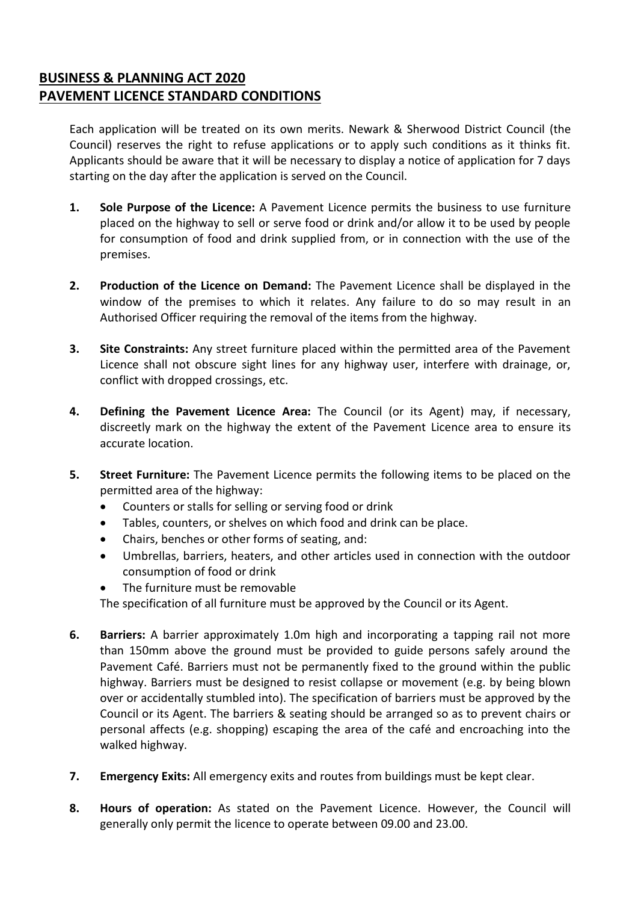# BUSINESS & PLANNING ACT 2020
# PAVEMENT LICENCE STANDARD CONDITIONS

Each application will be treated on its own merits. Newark & Sherwood District Council (the Council) reserves the right to refuse applications or to apply such conditions as it thinks fit. Applicants should be aware that it will be necessary to display a notice of application for 7 days starting on the day after the application is served on the Council.

1. **Sole Purpose of the Licence:** A Pavement Licence permits the business to use furniture placed on the highway to sell or serve food or drink and/or allow it to be used by people for consumption of food and drink supplied from, or in connection with the use of the premises.

2. **Production of the Licence on Demand:** The Pavement Licence shall be displayed in the window of the premises to which it relates. Any failure to do so may result in an Authorised Officer requiring the removal of the items from the highway.

3. **Site Constraints:** Any street furniture placed within the permitted area of the Pavement Licence shall not obscure sight lines for any highway user, interfere with drainage, or, conflict with dropped crossings, etc.

4. **Defining the Pavement Licence Area:** The Council (or its Agent) may, if necessary, discreetly mark on the highway the extent of the Pavement Licence area to ensure its accurate location.

5. **Street Furniture:** The Pavement Licence permits the following items to be placed on the permitted area of the highway:
   - Counters or stalls for selling or serving food or drink
   - Tables, counters, or shelves on which food and drink can be place.
   - Chairs, benches or other forms of seating, and:
   - Umbrellas, barriers, heaters, and other articles used in connection with the outdoor consumption of food or drink
   - The furniture must be removable

   The specification of all furniture must be approved by the Council or its Agent.

6. **Barriers:** A barrier approximately 1.0m high and incorporating a tapping rail not more than 150mm above the ground must be provided to guide persons safely around the Pavement Café. Barriers must not be permanently fixed to the ground within the public highway. Barriers must be designed to resist collapse or movement (e.g. by being blown over or accidentally stumbled into). The specification of barriers must be approved by the Council or its Agent. The barriers & seating should be arranged so as to prevent chairs or personal affects (e.g. shopping) escaping the area of the café and encroaching into the walked highway.

7. **Emergency Exits:** All emergency exits and routes from buildings must be kept clear.

8. **Hours of operation:** As stated on the Pavement Licence. However, the Council will generally only permit the licence to operate between 09.00 and 23.00.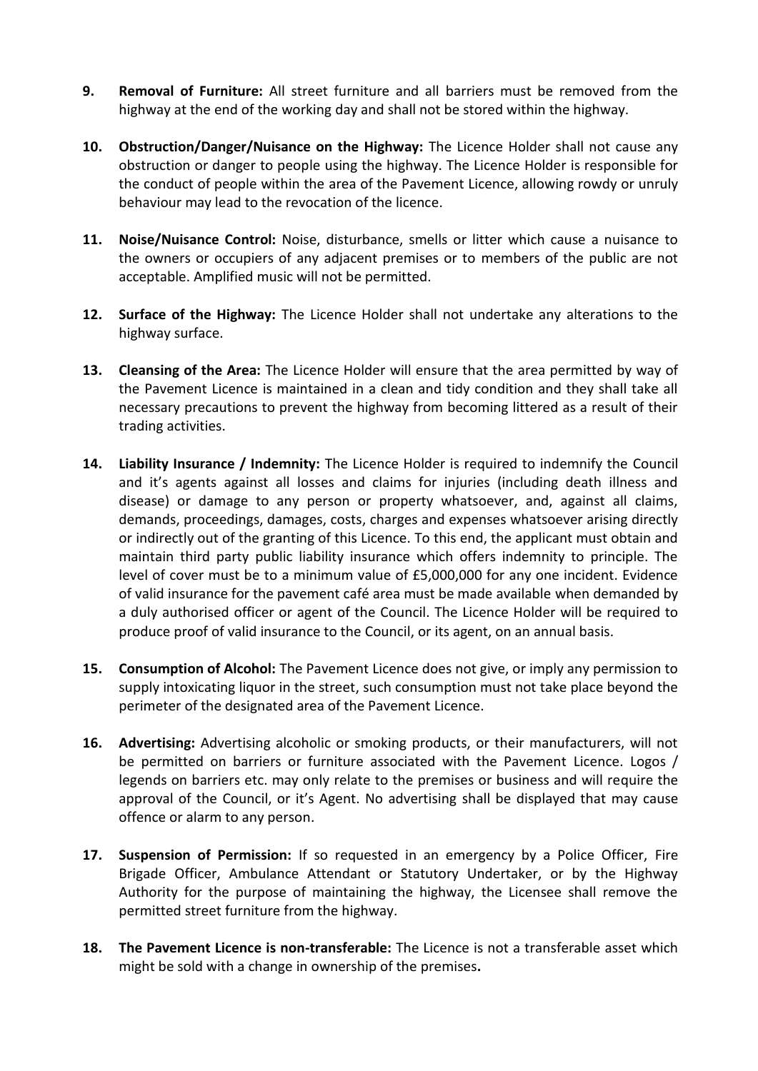9. **Removal of Furniture:** All street furniture and all barriers must be removed from the highway at the end of the working day and shall not be stored within the highway.

10. **Obstruction/Danger/Nuisance on the Highway:** The Licence Holder shall not cause any obstruction or danger to people using the highway. The Licence Holder is responsible for the conduct of people within the area of the Pavement Licence, allowing rowdy or unruly behaviour may lead to the revocation of the licence.

11. **Noise/Nuisance Control:** Noise, disturbance, smells or litter which cause a nuisance to the owners or occupiers of any adjacent premises or to members of the public are not acceptable. Amplified music will not be permitted.

12. **Surface of the Highway:** The Licence Holder shall not undertake any alterations to the highway surface.

13. **Cleansing of the Area:** The Licence Holder will ensure that the area permitted by way of the Pavement Licence is maintained in a clean and tidy condition and they shall take all necessary precautions to prevent the highway from becoming littered as a result of their trading activities.

14. **Liability Insurance / Indemnity:** The Licence Holder is required to indemnify the Council and it's agents against all losses and claims for injuries (including death illness and disease) or damage to any person or property whatsoever, and, against all claims, demands, proceedings, damages, costs, charges and expenses whatsoever arising directly or indirectly out of the granting of this Licence. To this end, the applicant must obtain and maintain third party public liability insurance which offers indemnity to principle. The level of cover must be to a minimum value of £5,000,000 for any one incident. Evidence of valid insurance for the pavement café area must be made available when demanded by a duly authorised officer or agent of the Council. The Licence Holder will be required to produce proof of valid insurance to the Council, or its agent, on an annual basis.

15. **Consumption of Alcohol:** The Pavement Licence does not give, or imply any permission to supply intoxicating liquor in the street, such consumption must not take place beyond the perimeter of the designated area of the Pavement Licence.

16. **Advertising:** Advertising alcoholic or smoking products, or their manufacturers, will not be permitted on barriers or furniture associated with the Pavement Licence. Logos / legends on barriers etc. may only relate to the premises or business and will require the approval of the Council, or it's Agent. No advertising shall be displayed that may cause offence or alarm to any person.

17. **Suspension of Permission:** If so requested in an emergency by a Police Officer, Fire Brigade Officer, Ambulance Attendant or Statutory Undertaker, or by the Highway Authority for the purpose of maintaining the highway, the Licensee shall remove the permitted street furniture from the highway.

18. **The Pavement Licence is non-transferable:** The Licence is not a transferable asset which might be sold with a change in ownership of the premises**.**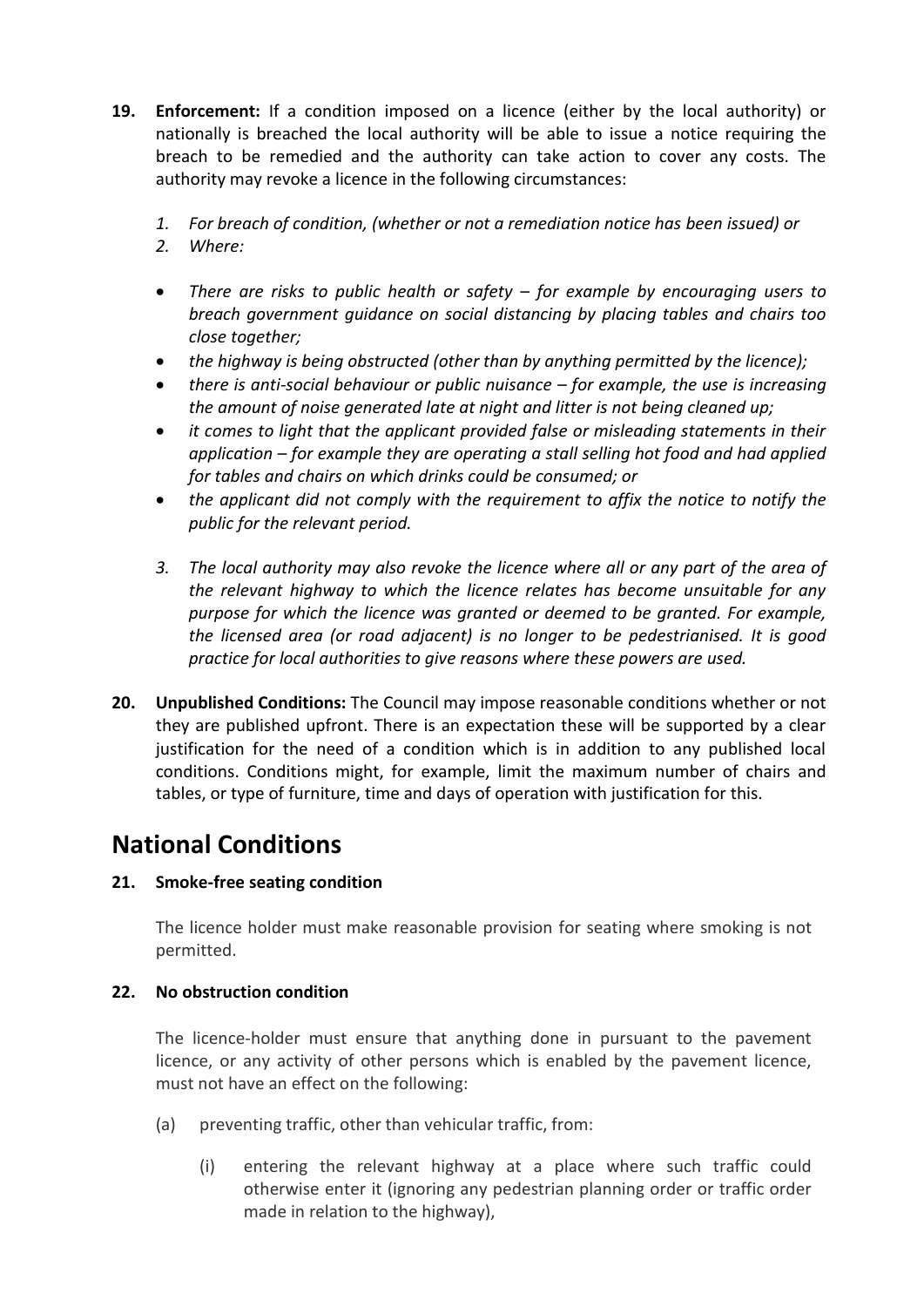**19. Enforcement:** If a condition imposed on a licence (either by the local authority) or nationally is breached the local authority will be able to issue a notice requiring the breach to be remedied and the authority can take action to cover any costs. The authority may revoke a licence in the following circumstances:

*1. For breach of condition, (whether or not a remediation notice has been issued) or*

*2. Where:*

- *There are risks to public health or safety – for example by encouraging users to breach government guidance on social distancing by placing tables and chairs too close together;*
- *the highway is being obstructed (other than by anything permitted by the licence);*
- *there is anti-social behaviour or public nuisance – for example, the use is increasing the amount of noise generated late at night and litter is not being cleaned up;*
- *it comes to light that the applicant provided false or misleading statements in their application – for example they are operating a stall selling hot food and had applied for tables and chairs on which drinks could be consumed; or*
- *the applicant did not comply with the requirement to affix the notice to notify the public for the relevant period.*

*3. The local authority may also revoke the licence where all or any part of the area of the relevant highway to which the licence relates has become unsuitable for any purpose for which the licence was granted or deemed to be granted. For example, the licensed area (or road adjacent) is no longer to be pedestrianised. It is good practice for local authorities to give reasons where these powers are used.*

**20. Unpublished Conditions:** The Council may impose reasonable conditions whether or not they are published upfront. There is an expectation these will be supported by a clear justification for the need of a condition which is in addition to any published local conditions. Conditions might, for example, limit the maximum number of chairs and tables, or type of furniture, time and days of operation with justification for this.

## National Conditions

**21. Smoke-free seating condition**

The licence holder must make reasonable provision for seating where smoking is not permitted.

**22. No obstruction condition**

The licence-holder must ensure that anything done in pursuant to the pavement licence, or any activity of other persons which is enabled by the pavement licence, must not have an effect on the following:

(a) preventing traffic, other than vehicular traffic, from:

(i) entering the relevant highway at a place where such traffic could otherwise enter it (ignoring any pedestrian planning order or traffic order made in relation to the highway),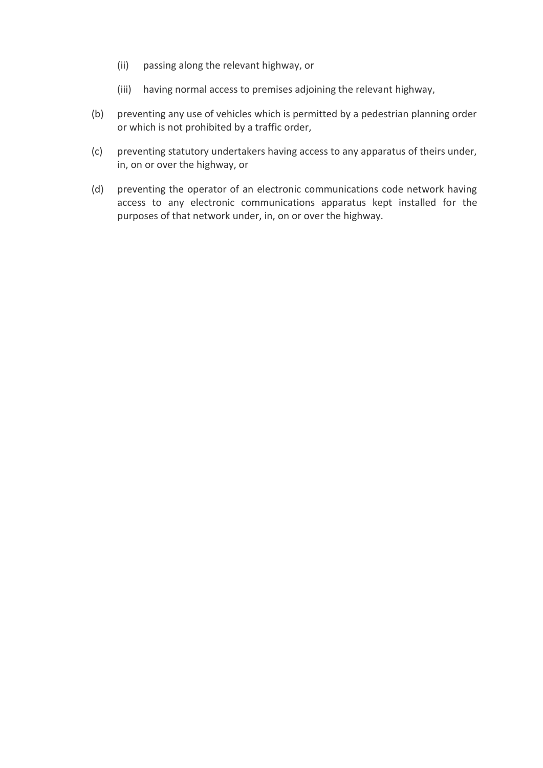(ii) passing along the relevant highway, or

(iii) having normal access to premises adjoining the relevant highway,

(b) preventing any use of vehicles which is permitted by a pedestrian planning order or which is not prohibited by a traffic order,

(c) preventing statutory undertakers having access to any apparatus of theirs under, in, on or over the highway, or

(d) preventing the operator of an electronic communications code network having access to any electronic communications apparatus kept installed for the purposes of that network under, in, on or over the highway.